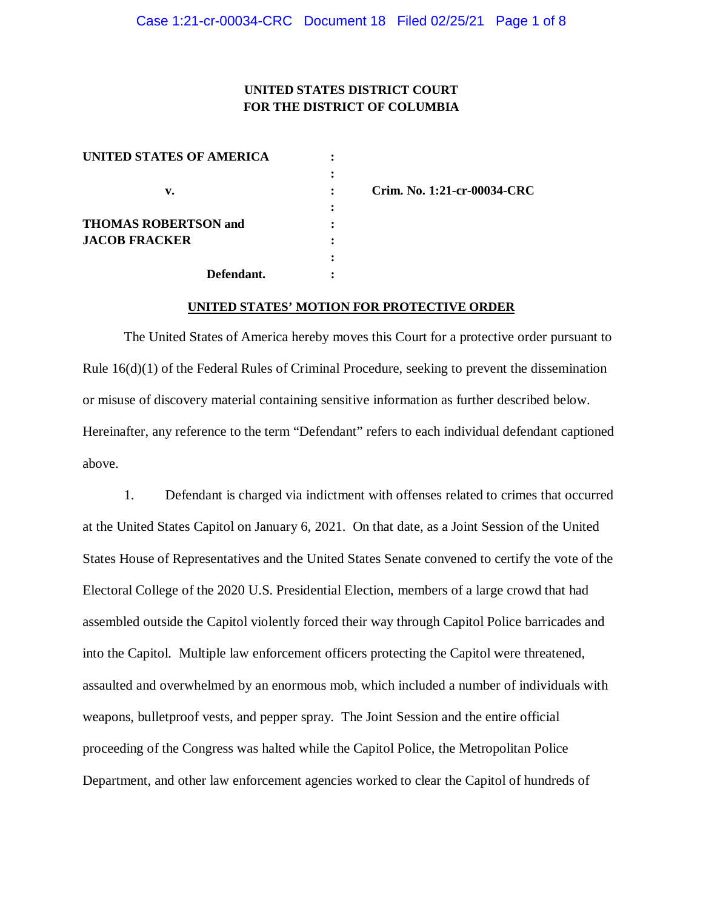UNITED STATES DISTRICT COURT
FOR THE DISTRICT OF COLUMBIA

| | | |
|---|---|---|
| **UNITED STATES OF AMERICA** | : | |
| | : | |
| **v.** | : | **Crim. No. 1:21-cr-00034-CRC** |
| | : | |
| **THOMAS ROBERTSON and** | : | |
| **JACOB FRACKER** | : | |
| | : | |
| **Defendant.** | : | |

## UNITED STATES' MOTION FOR PROTECTIVE ORDER

The United States of America hereby moves this Court for a protective order pursuant to Rule 16(d)(1) of the Federal Rules of Criminal Procedure, seeking to prevent the dissemination or misuse of discovery material containing sensitive information as further described below. Hereinafter, any reference to the term "Defendant" refers to each individual defendant captioned above.

1. Defendant is charged via indictment with offenses related to crimes that occurred at the United States Capitol on January 6, 2021. On that date, as a Joint Session of the United States House of Representatives and the United States Senate convened to certify the vote of the Electoral College of the 2020 U.S. Presidential Election, members of a large crowd that had assembled outside the Capitol violently forced their way through Capitol Police barricades and into the Capitol. Multiple law enforcement officers protecting the Capitol were threatened, assaulted and overwhelmed by an enormous mob, which included a number of individuals with weapons, bulletproof vests, and pepper spray. The Joint Session and the entire official proceeding of the Congress was halted while the Capitol Police, the Metropolitan Police Department, and other law enforcement agencies worked to clear the Capitol of hundreds of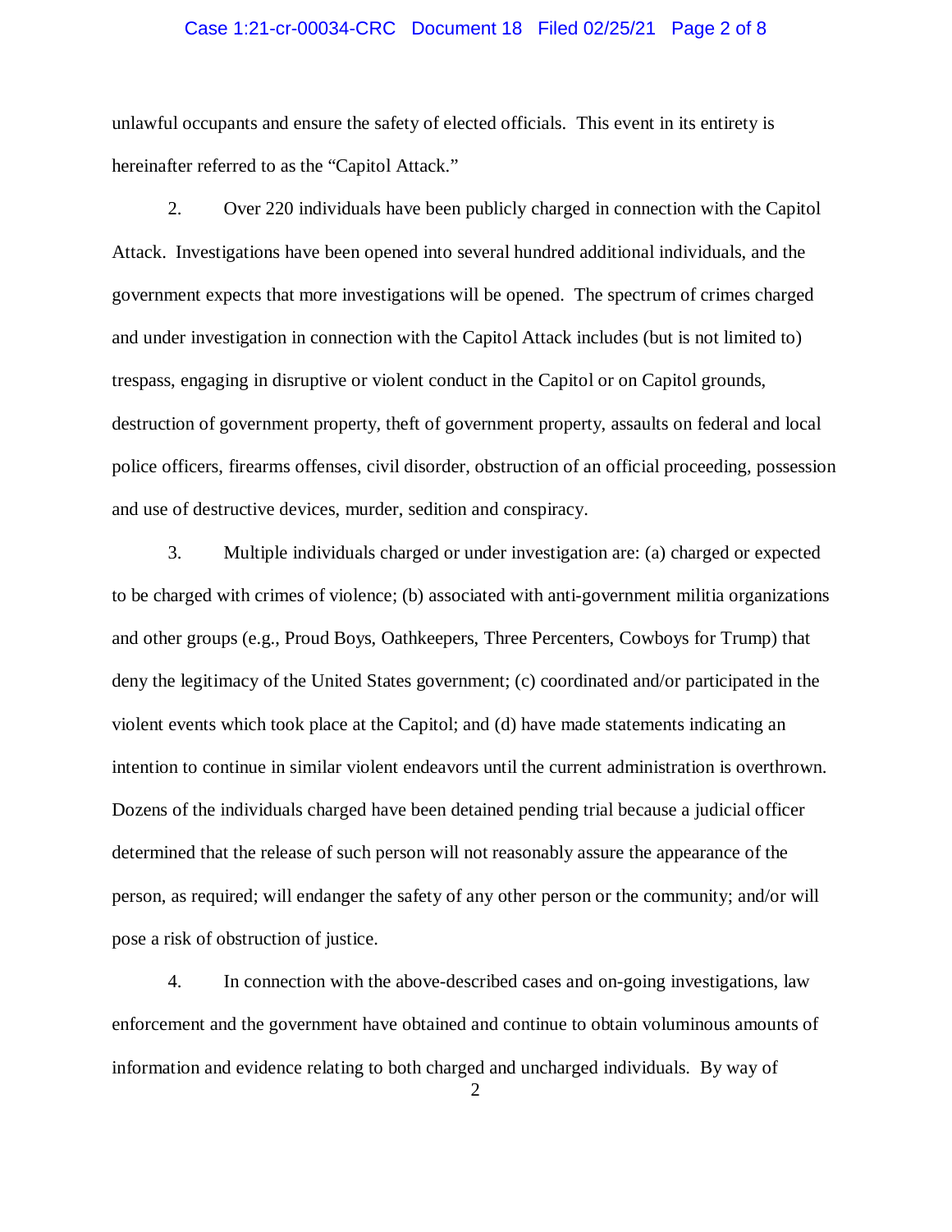unlawful occupants and ensure the safety of elected officials. This event in its entirety is hereinafter referred to as the "Capitol Attack."

2. Over 220 individuals have been publicly charged in connection with the Capitol Attack. Investigations have been opened into several hundred additional individuals, and the government expects that more investigations will be opened. The spectrum of crimes charged and under investigation in connection with the Capitol Attack includes (but is not limited to) trespass, engaging in disruptive or violent conduct in the Capitol or on Capitol grounds, destruction of government property, theft of government property, assaults on federal and local police officers, firearms offenses, civil disorder, obstruction of an official proceeding, possession and use of destructive devices, murder, sedition and conspiracy.

3. Multiple individuals charged or under investigation are: (a) charged or expected to be charged with crimes of violence; (b) associated with anti-government militia organizations and other groups (e.g., Proud Boys, Oathkeepers, Three Percenters, Cowboys for Trump) that deny the legitimacy of the United States government; (c) coordinated and/or participated in the violent events which took place at the Capitol; and (d) have made statements indicating an intention to continue in similar violent endeavors until the current administration is overthrown. Dozens of the individuals charged have been detained pending trial because a judicial officer determined that the release of such person will not reasonably assure the appearance of the person, as required; will endanger the safety of any other person or the community; and/or will pose a risk of obstruction of justice.

4. In connection with the above-described cases and on-going investigations, law enforcement and the government have obtained and continue to obtain voluminous amounts of information and evidence relating to both charged and uncharged individuals. By way of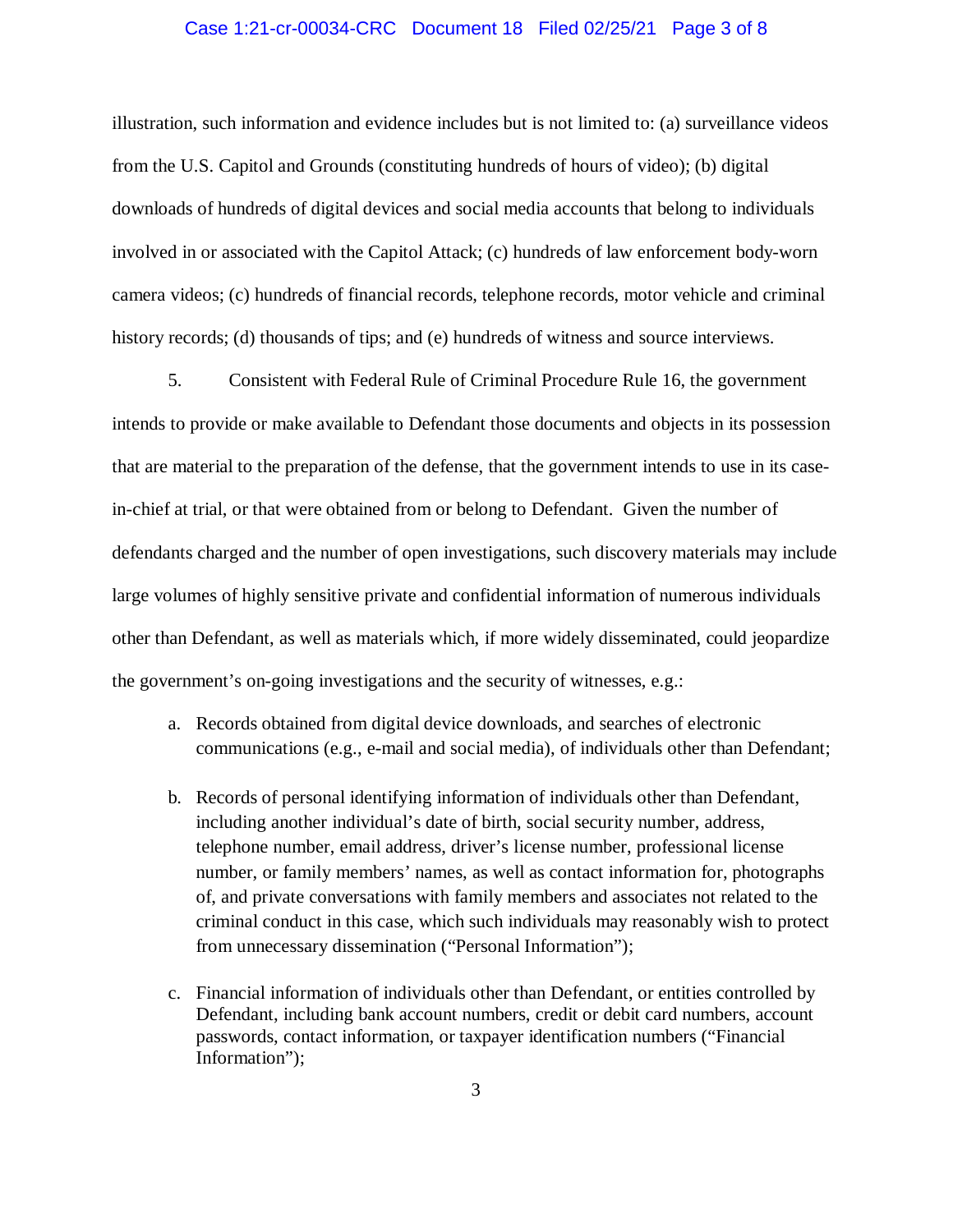illustration, such information and evidence includes but is not limited to: (a) surveillance videos from the U.S. Capitol and Grounds (constituting hundreds of hours of video); (b) digital downloads of hundreds of digital devices and social media accounts that belong to individuals involved in or associated with the Capitol Attack; (c) hundreds of law enforcement body-worn camera videos; (c) hundreds of financial records, telephone records, motor vehicle and criminal history records; (d) thousands of tips; and (e) hundreds of witness and source interviews.

5. Consistent with Federal Rule of Criminal Procedure Rule 16, the government intends to provide or make available to Defendant those documents and objects in its possession that are material to the preparation of the defense, that the government intends to use in its case-in-chief at trial, or that were obtained from or belong to Defendant. Given the number of defendants charged and the number of open investigations, such discovery materials may include large volumes of highly sensitive private and confidential information of numerous individuals other than Defendant, as well as materials which, if more widely disseminated, could jeopardize the government's on-going investigations and the security of witnesses, e.g.:

a. Records obtained from digital device downloads, and searches of electronic communications (e.g., e-mail and social media), of individuals other than Defendant;

b. Records of personal identifying information of individuals other than Defendant, including another individual's date of birth, social security number, address, telephone number, email address, driver's license number, professional license number, or family members' names, as well as contact information for, photographs of, and private conversations with family members and associates not related to the criminal conduct in this case, which such individuals may reasonably wish to protect from unnecessary dissemination ("Personal Information");

c. Financial information of individuals other than Defendant, or entities controlled by Defendant, including bank account numbers, credit or debit card numbers, account passwords, contact information, or taxpayer identification numbers ("Financial Information");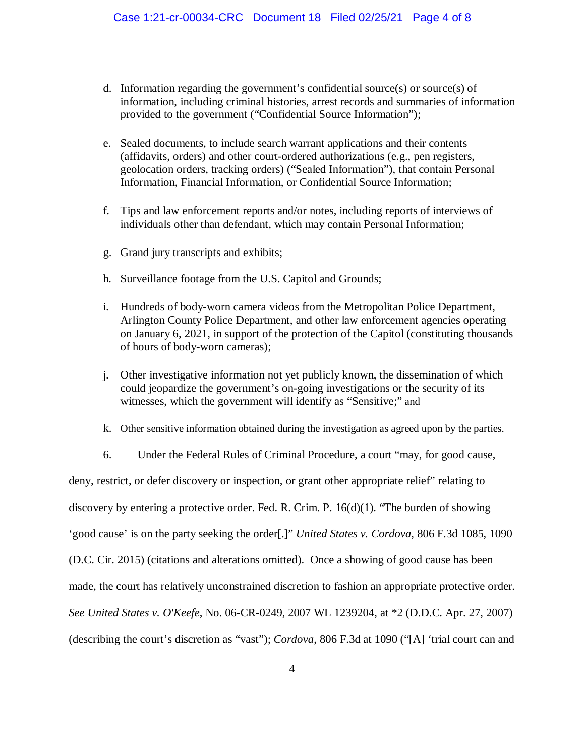d. Information regarding the government's confidential source(s) or source(s) of information, including criminal histories, arrest records and summaries of information provided to the government ("Confidential Source Information");

e. Sealed documents, to include search warrant applications and their contents (affidavits, orders) and other court-ordered authorizations (e.g., pen registers, geolocation orders, tracking orders) ("Sealed Information"), that contain Personal Information, Financial Information, or Confidential Source Information;

f. Tips and law enforcement reports and/or notes, including reports of interviews of individuals other than defendant, which may contain Personal Information;

g. Grand jury transcripts and exhibits;

h. Surveillance footage from the U.S. Capitol and Grounds;

i. Hundreds of body-worn camera videos from the Metropolitan Police Department, Arlington County Police Department, and other law enforcement agencies operating on January 6, 2021, in support of the protection of the Capitol (constituting thousands of hours of body-worn cameras);

j. Other investigative information not yet publicly known, the dissemination of which could jeopardize the government's on-going investigations or the security of its witnesses, which the government will identify as "Sensitive;" and

k. Other sensitive information obtained during the investigation as agreed upon by the parties.

6. Under the Federal Rules of Criminal Procedure, a court "may, for good cause, deny, restrict, or defer discovery or inspection, or grant other appropriate relief" relating to discovery by entering a protective order. Fed. R. Crim. P. 16(d)(1). "The burden of showing 'good cause' is on the party seeking the order[.]" *United States v. Cordova*, 806 F.3d 1085, 1090 (D.C. Cir. 2015) (citations and alterations omitted). Once a showing of good cause has been made, the court has relatively unconstrained discretion to fashion an appropriate protective order. *See United States v. O'Keefe*, No. 06-CR-0249, 2007 WL 1239204, at *2 (D.D.C. Apr. 27, 2007) (describing the court's discretion as "vast"); *Cordova*, 806 F.3d at 1090 ("[A] 'trial court can and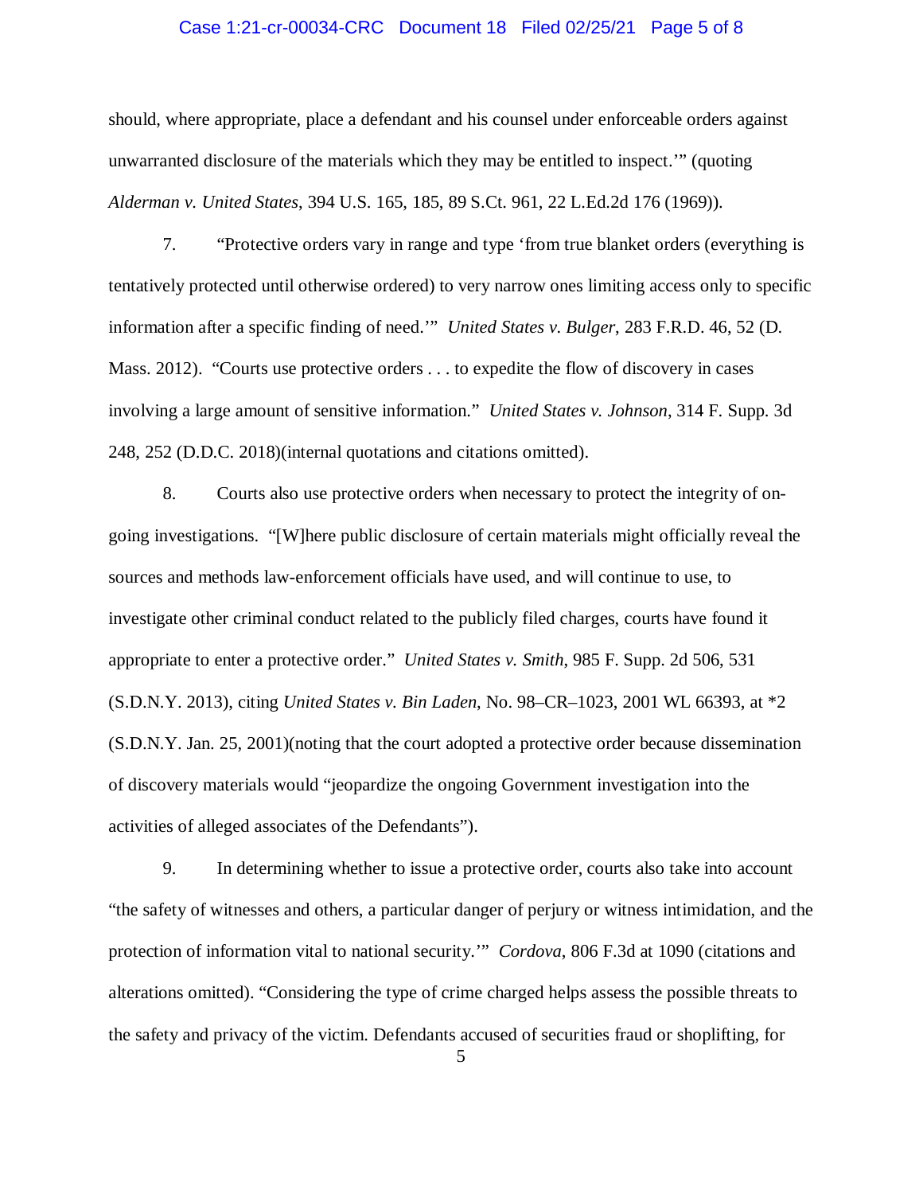should, where appropriate, place a defendant and his counsel under enforceable orders against unwarranted disclosure of the materials which they may be entitled to inspect.'" (quoting *Alderman v. United States*, 394 U.S. 165, 185, 89 S.Ct. 961, 22 L.Ed.2d 176 (1969)).

7. "Protective orders vary in range and type 'from true blanket orders (everything is tentatively protected until otherwise ordered) to very narrow ones limiting access only to specific information after a specific finding of need.'" *United States v. Bulger*, 283 F.R.D. 46, 52 (D. Mass. 2012). "Courts use protective orders . . . to expedite the flow of discovery in cases involving a large amount of sensitive information." *United States v. Johnson*, 314 F. Supp. 3d 248, 252 (D.D.C. 2018)(internal quotations and citations omitted).

8. Courts also use protective orders when necessary to protect the integrity of on-going investigations. "[W]here public disclosure of certain materials might officially reveal the sources and methods law-enforcement officials have used, and will continue to use, to investigate other criminal conduct related to the publicly filed charges, courts have found it appropriate to enter a protective order." *United States v. Smith*, 985 F. Supp. 2d 506, 531 (S.D.N.Y. 2013), citing *United States v. Bin Laden*, No. 98–CR–1023, 2001 WL 66393, at *2 (S.D.N.Y. Jan. 25, 2001)(noting that the court adopted a protective order because dissemination of discovery materials would "jeopardize the ongoing Government investigation into the activities of alleged associates of the Defendants").

9. In determining whether to issue a protective order, courts also take into account "the safety of witnesses and others, a particular danger of perjury or witness intimidation, and the protection of information vital to national security.'" *Cordova*, 806 F.3d at 1090 (citations and alterations omitted). "Considering the type of crime charged helps assess the possible threats to the safety and privacy of the victim. Defendants accused of securities fraud or shoplifting, for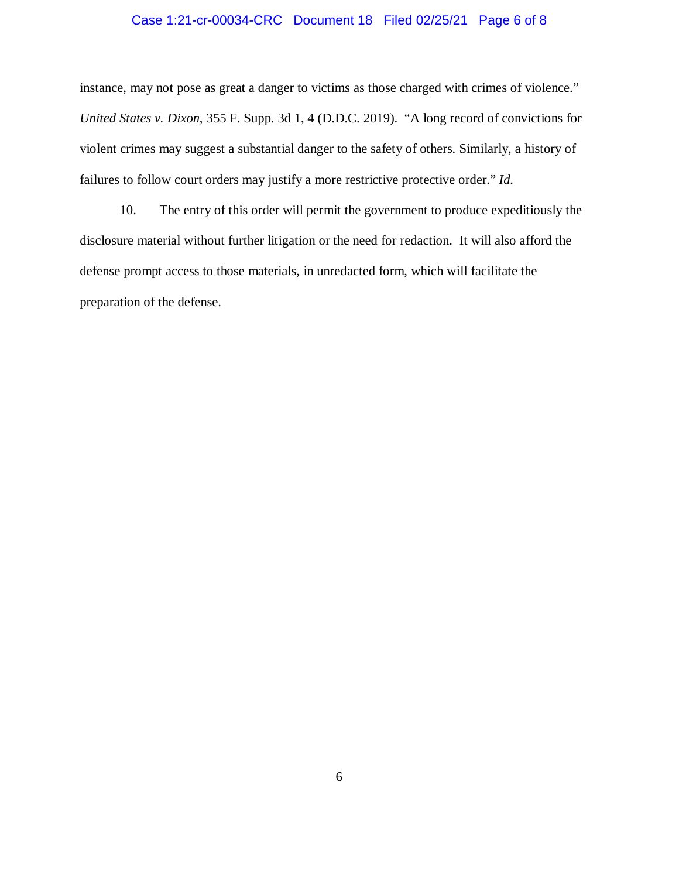instance, may not pose as great a danger to victims as those charged with crimes of violence." *United States v. Dixon*, 355 F. Supp. 3d 1, 4 (D.D.C. 2019). "A long record of convictions for violent crimes may suggest a substantial danger to the safety of others. Similarly, a history of failures to follow court orders may justify a more restrictive protective order." *Id.*

10. The entry of this order will permit the government to produce expeditiously the disclosure material without further litigation or the need for redaction. It will also afford the defense prompt access to those materials, in unredacted form, which will facilitate the preparation of the defense.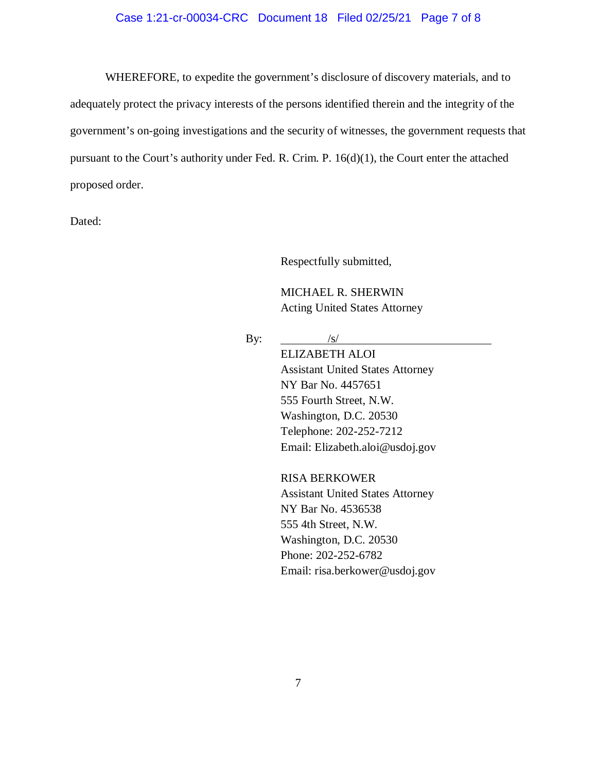WHEREFORE, to expedite the government's disclosure of discovery materials, and to adequately protect the privacy interests of the persons identified therein and the integrity of the government's on-going investigations and the security of witnesses, the government requests that pursuant to the Court's authority under Fed. R. Crim. P. 16(d)(1), the Court enter the attached proposed order.

Dated:

Respectfully submitted,

MICHAEL R. SHERWIN
Acting United States Attorney

By: /s/
ELIZABETH ALOI
Assistant United States Attorney
NY Bar No. 4457651
555 Fourth Street, N.W.
Washington, D.C. 20530
Telephone: 202-252-7212
Email: Elizabeth.aloi@usdoj.gov

RISA BERKOWER
Assistant United States Attorney
NY Bar No. 4536538
555 4th Street, N.W.
Washington, D.C. 20530
Phone: 202-252-6782
Email: risa.berkower@usdoj.gov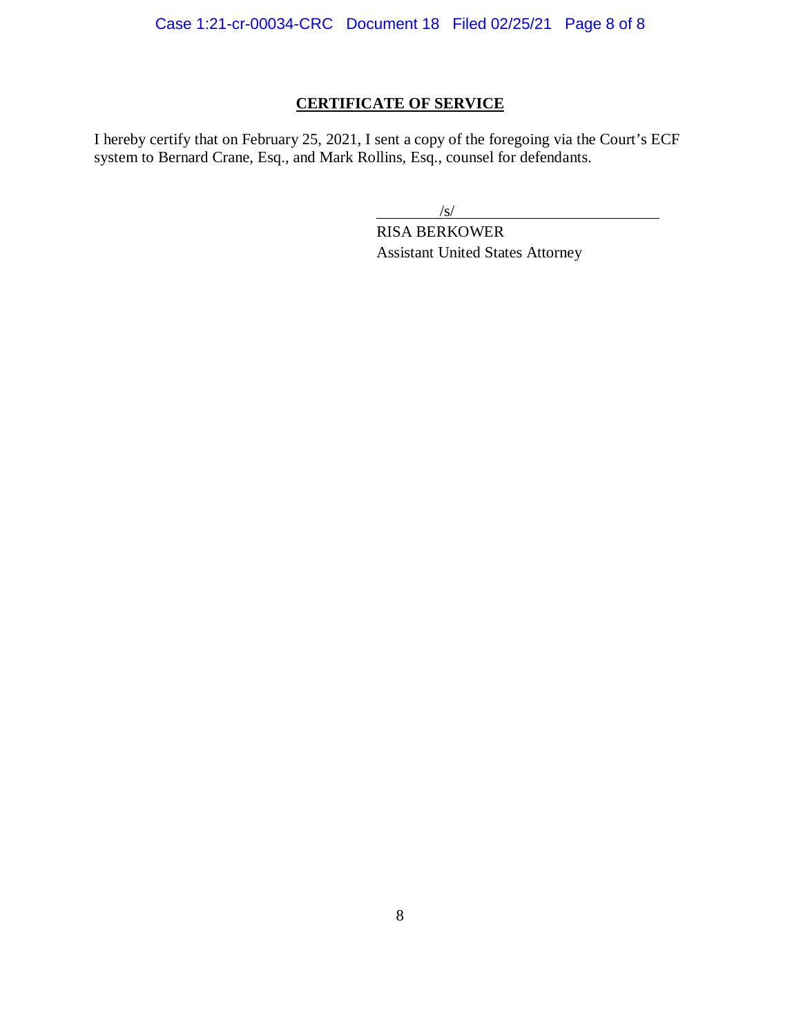## CERTIFICATE OF SERVICE

I hereby certify that on February 25, 2021, I sent a copy of the foregoing via the Court's ECF system to Bernard Crane, Esq., and Mark Rollins, Esq., counsel for defendants.

/s/

RISA BERKOWER
Assistant United States Attorney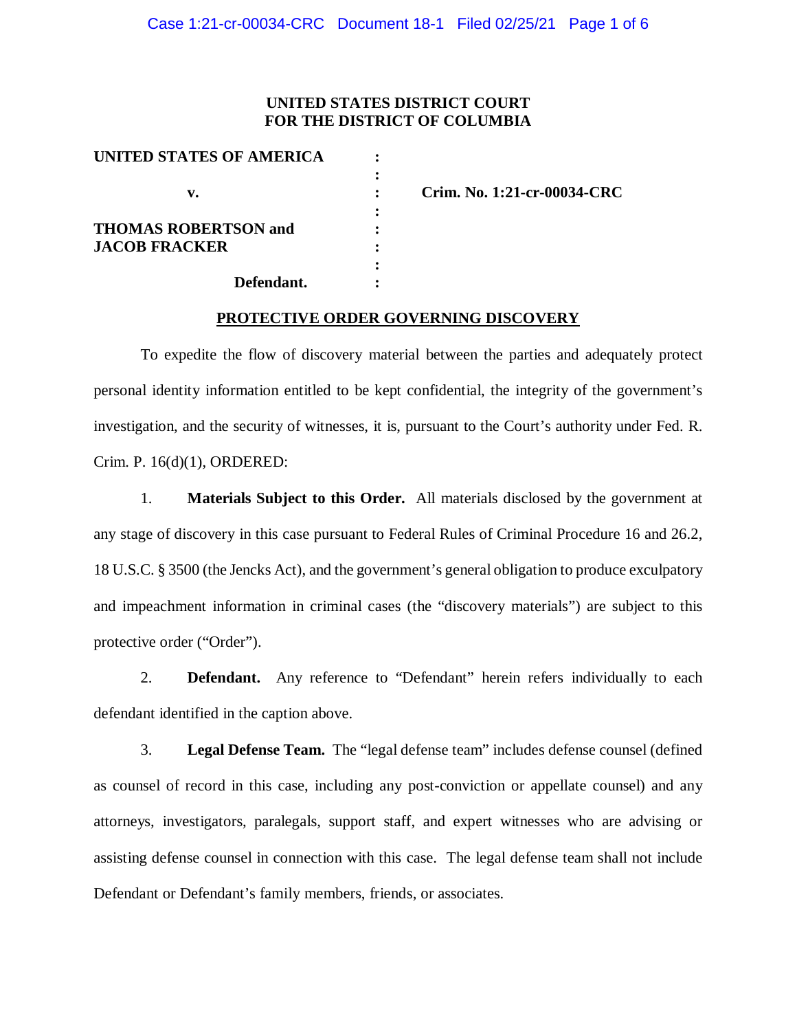**UNITED STATES DISTRICT COURT**
**FOR THE DISTRICT OF COLUMBIA**

| | | |
|---|---|---|
| **UNITED STATES OF AMERICA** | : | |
| | : | |
| **v.** | : | **Crim. No. 1:21-cr-00034-CRC** |
| | : | |
| **THOMAS ROBERTSON and** | : | |
| **JACOB FRACKER** | : | |
| | : | |
| **Defendant.** | : | |

## PROTECTIVE ORDER GOVERNING DISCOVERY

To expedite the flow of discovery material between the parties and adequately protect personal identity information entitled to be kept confidential, the integrity of the government's investigation, and the security of witnesses, it is, pursuant to the Court's authority under Fed. R. Crim. P. 16(d)(1), ORDERED:

1. **Materials Subject to this Order.** All materials disclosed by the government at any stage of discovery in this case pursuant to Federal Rules of Criminal Procedure 16 and 26.2, 18 U.S.C. § 3500 (the Jencks Act), and the government's general obligation to produce exculpatory and impeachment information in criminal cases (the "discovery materials") are subject to this protective order ("Order").

2. **Defendant.** Any reference to "Defendant" herein refers individually to each defendant identified in the caption above.

3. **Legal Defense Team.** The "legal defense team" includes defense counsel (defined as counsel of record in this case, including any post-conviction or appellate counsel) and any attorneys, investigators, paralegals, support staff, and expert witnesses who are advising or assisting defense counsel in connection with this case. The legal defense team shall not include Defendant or Defendant's family members, friends, or associates.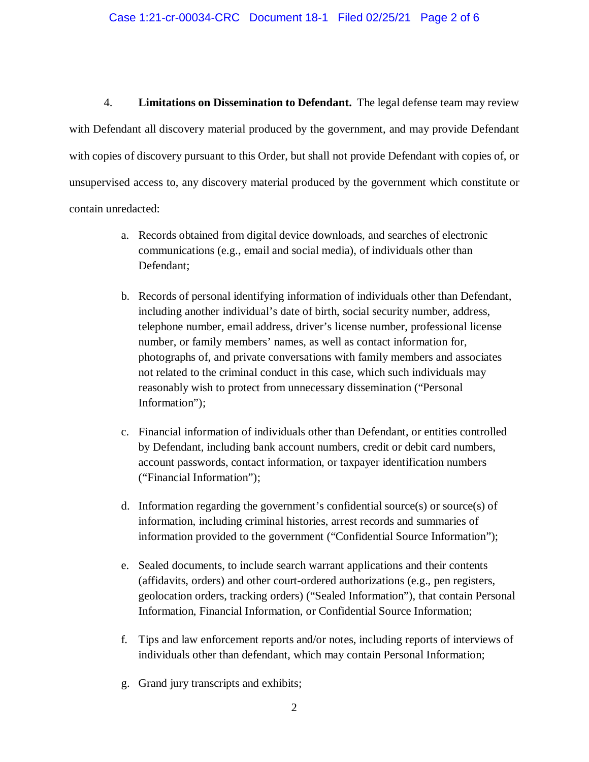4. **Limitations on Dissemination to Defendant.** The legal defense team may review with Defendant all discovery material produced by the government, and may provide Defendant with copies of discovery pursuant to this Order, but shall not provide Defendant with copies of, or unsupervised access to, any discovery material produced by the government which constitute or contain unredacted:

a. Records obtained from digital device downloads, and searches of electronic communications (e.g., email and social media), of individuals other than Defendant;

b. Records of personal identifying information of individuals other than Defendant, including another individual's date of birth, social security number, address, telephone number, email address, driver's license number, professional license number, or family members' names, as well as contact information for, photographs of, and private conversations with family members and associates not related to the criminal conduct in this case, which such individuals may reasonably wish to protect from unnecessary dissemination ("Personal Information");

c. Financial information of individuals other than Defendant, or entities controlled by Defendant, including bank account numbers, credit or debit card numbers, account passwords, contact information, or taxpayer identification numbers ("Financial Information");

d. Information regarding the government's confidential source(s) or source(s) of information, including criminal histories, arrest records and summaries of information provided to the government ("Confidential Source Information");

e. Sealed documents, to include search warrant applications and their contents (affidavits, orders) and other court-ordered authorizations (e.g., pen registers, geolocation orders, tracking orders) ("Sealed Information"), that contain Personal Information, Financial Information, or Confidential Source Information;

f. Tips and law enforcement reports and/or notes, including reports of interviews of individuals other than defendant, which may contain Personal Information;

g. Grand jury transcripts and exhibits;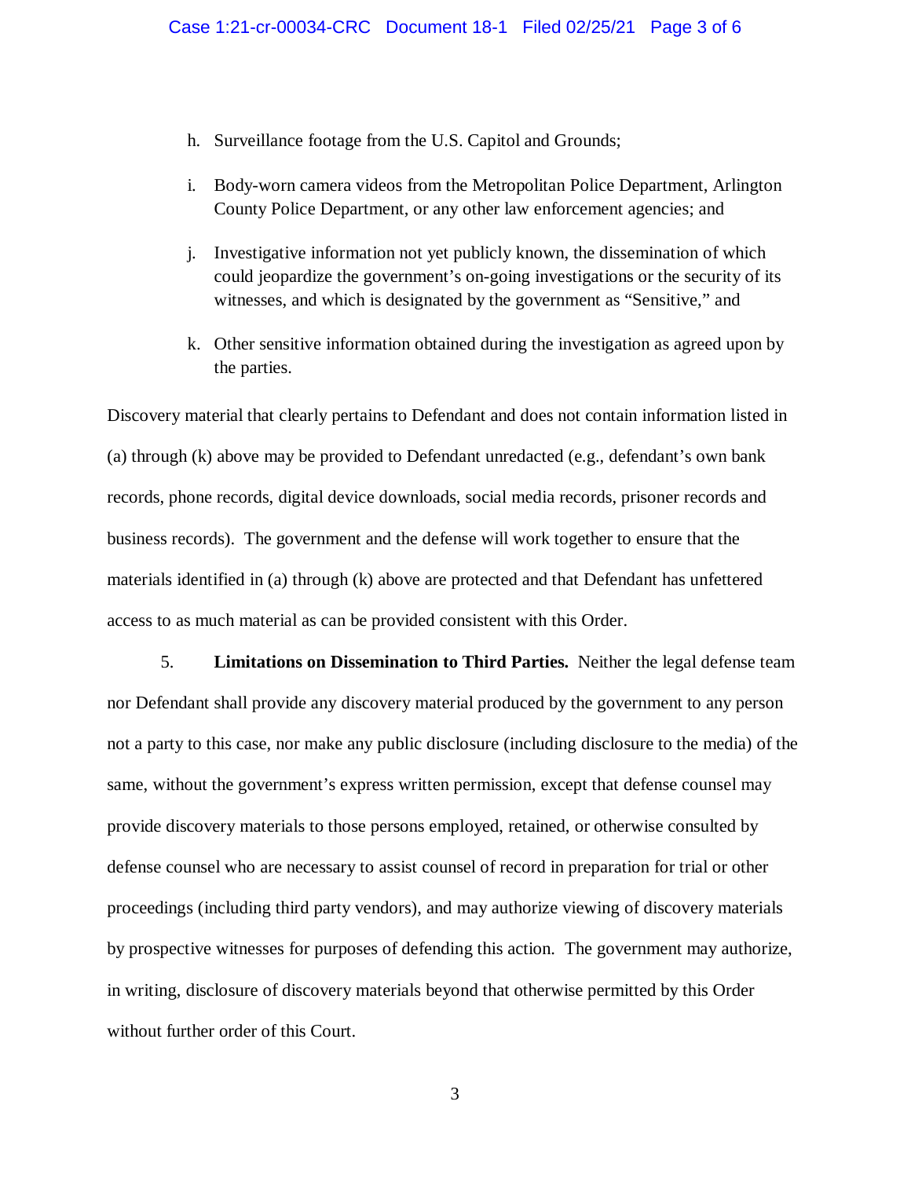h. Surveillance footage from the U.S. Capitol and Grounds;

i. Body-worn camera videos from the Metropolitan Police Department, Arlington County Police Department, or any other law enforcement agencies; and

j. Investigative information not yet publicly known, the dissemination of which could jeopardize the government's on-going investigations or the security of its witnesses, and which is designated by the government as "Sensitive," and

k. Other sensitive information obtained during the investigation as agreed upon by the parties.

Discovery material that clearly pertains to Defendant and does not contain information listed in (a) through (k) above may be provided to Defendant unredacted (e.g., defendant's own bank records, phone records, digital device downloads, social media records, prisoner records and business records). The government and the defense will work together to ensure that the materials identified in (a) through (k) above are protected and that Defendant has unfettered access to as much material as can be provided consistent with this Order.

5. **Limitations on Dissemination to Third Parties.** Neither the legal defense team nor Defendant shall provide any discovery material produced by the government to any person not a party to this case, nor make any public disclosure (including disclosure to the media) of the same, without the government's express written permission, except that defense counsel may provide discovery materials to those persons employed, retained, or otherwise consulted by defense counsel who are necessary to assist counsel of record in preparation for trial or other proceedings (including third party vendors), and may authorize viewing of discovery materials by prospective witnesses for purposes of defending this action. The government may authorize, in writing, disclosure of discovery materials beyond that otherwise permitted by this Order without further order of this Court.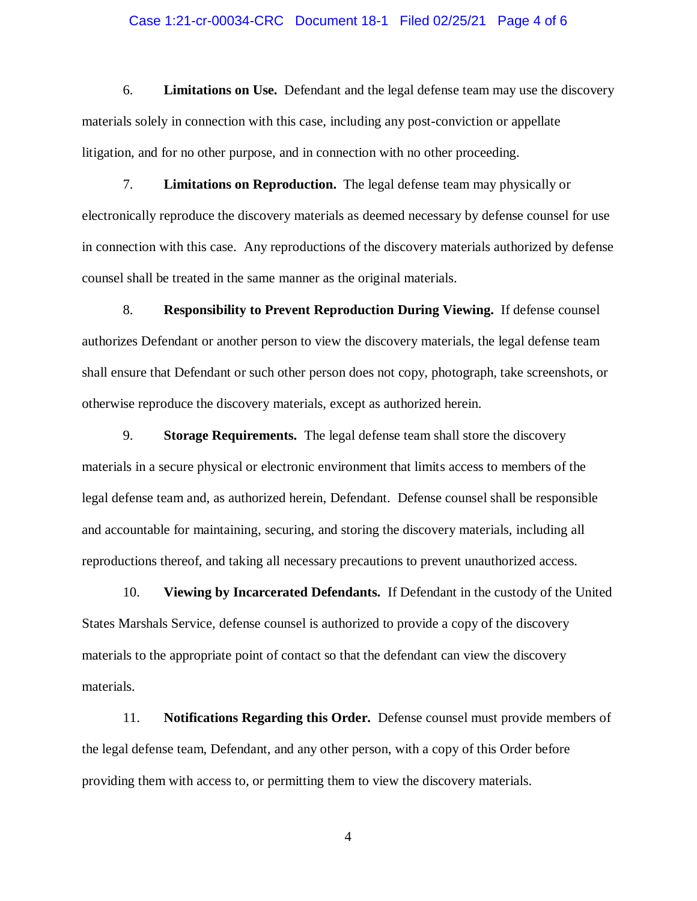6. **Limitations on Use.** Defendant and the legal defense team may use the discovery materials solely in connection with this case, including any post-conviction or appellate litigation, and for no other purpose, and in connection with no other proceeding.

7. **Limitations on Reproduction.** The legal defense team may physically or electronically reproduce the discovery materials as deemed necessary by defense counsel for use in connection with this case. Any reproductions of the discovery materials authorized by defense counsel shall be treated in the same manner as the original materials.

8. **Responsibility to Prevent Reproduction During Viewing.** If defense counsel authorizes Defendant or another person to view the discovery materials, the legal defense team shall ensure that Defendant or such other person does not copy, photograph, take screenshots, or otherwise reproduce the discovery materials, except as authorized herein.

9. **Storage Requirements.** The legal defense team shall store the discovery materials in a secure physical or electronic environment that limits access to members of the legal defense team and, as authorized herein, Defendant. Defense counsel shall be responsible and accountable for maintaining, securing, and storing the discovery materials, including all reproductions thereof, and taking all necessary precautions to prevent unauthorized access.

10. **Viewing by Incarcerated Defendants.** If Defendant in the custody of the United States Marshals Service, defense counsel is authorized to provide a copy of the discovery materials to the appropriate point of contact so that the defendant can view the discovery materials.

11. **Notifications Regarding this Order.** Defense counsel must provide members of the legal defense team, Defendant, and any other person, with a copy of this Order before providing them with access to, or permitting them to view the discovery materials.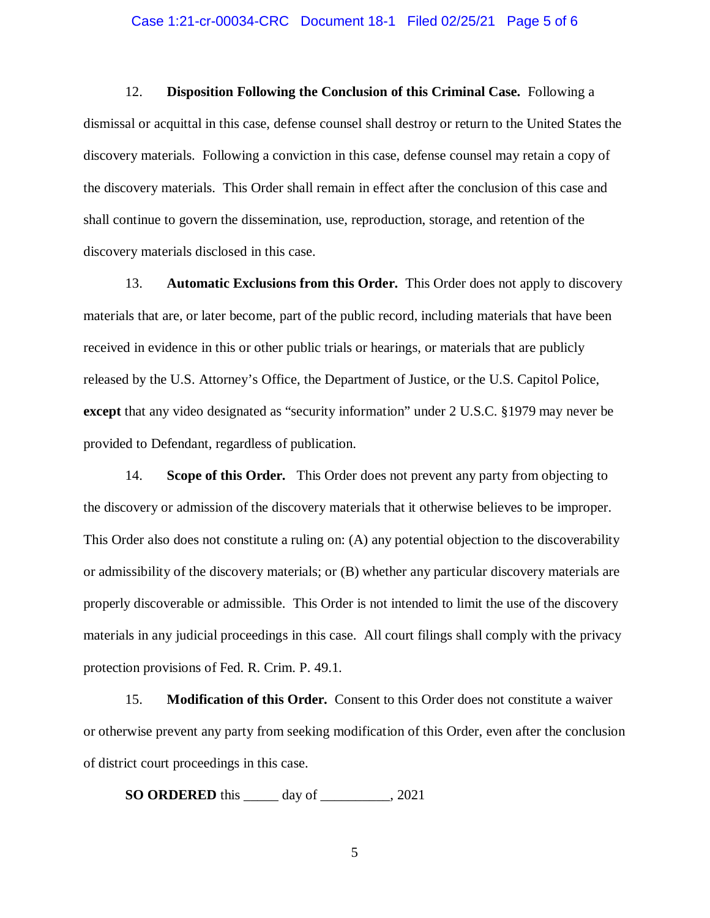12. **Disposition Following the Conclusion of this Criminal Case.** Following a dismissal or acquittal in this case, defense counsel shall destroy or return to the United States the discovery materials. Following a conviction in this case, defense counsel may retain a copy of the discovery materials. This Order shall remain in effect after the conclusion of this case and shall continue to govern the dissemination, use, reproduction, storage, and retention of the discovery materials disclosed in this case.

13. **Automatic Exclusions from this Order.** This Order does not apply to discovery materials that are, or later become, part of the public record, including materials that have been received in evidence in this or other public trials or hearings, or materials that are publicly released by the U.S. Attorney's Office, the Department of Justice, or the U.S. Capitol Police, **except** that any video designated as "security information" under 2 U.S.C. §1979 may never be provided to Defendant, regardless of publication.

14. **Scope of this Order.** This Order does not prevent any party from objecting to the discovery or admission of the discovery materials that it otherwise believes to be improper. This Order also does not constitute a ruling on: (A) any potential objection to the discoverability or admissibility of the discovery materials; or (B) whether any particular discovery materials are properly discoverable or admissible. This Order is not intended to limit the use of the discovery materials in any judicial proceedings in this case. All court filings shall comply with the privacy protection provisions of Fed. R. Crim. P. 49.1.

15. **Modification of this Order.** Consent to this Order does not constitute a waiver or otherwise prevent any party from seeking modification of this Order, even after the conclusion of district court proceedings in this case.

**SO ORDERED** this _____ day of __________, 2021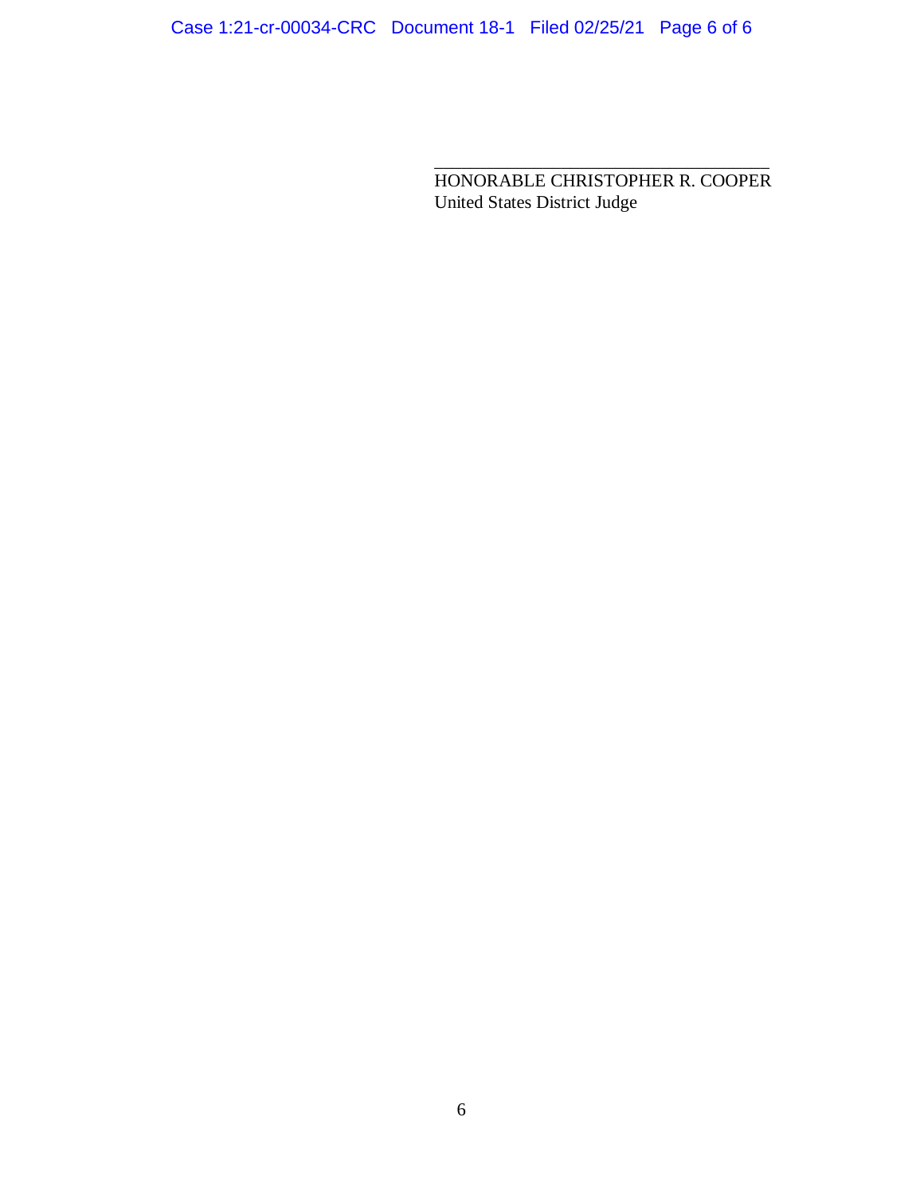\_\_\_\_\_\_\_\_\_\_\_\_\_\_\_\_\_\_\_\_\_\_\_\_\_\_\_\_\_\_\_\_\_\_\_\_
HONORABLE CHRISTOPHER R. COOPER
United States District Judge